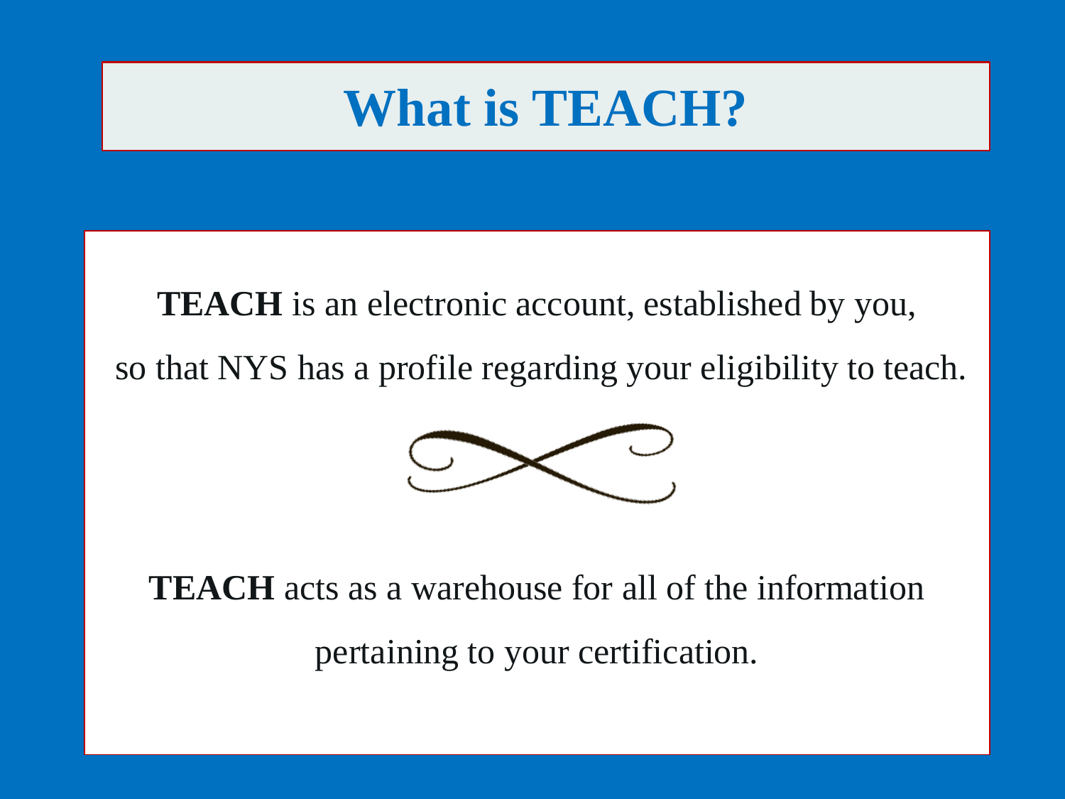# What is TEACH?

**TEACH** is an electronic account, established by you, so that NYS has a profile regarding your eligibility to teach.

**TEACH** acts as a warehouse for all of the information pertaining to your certification.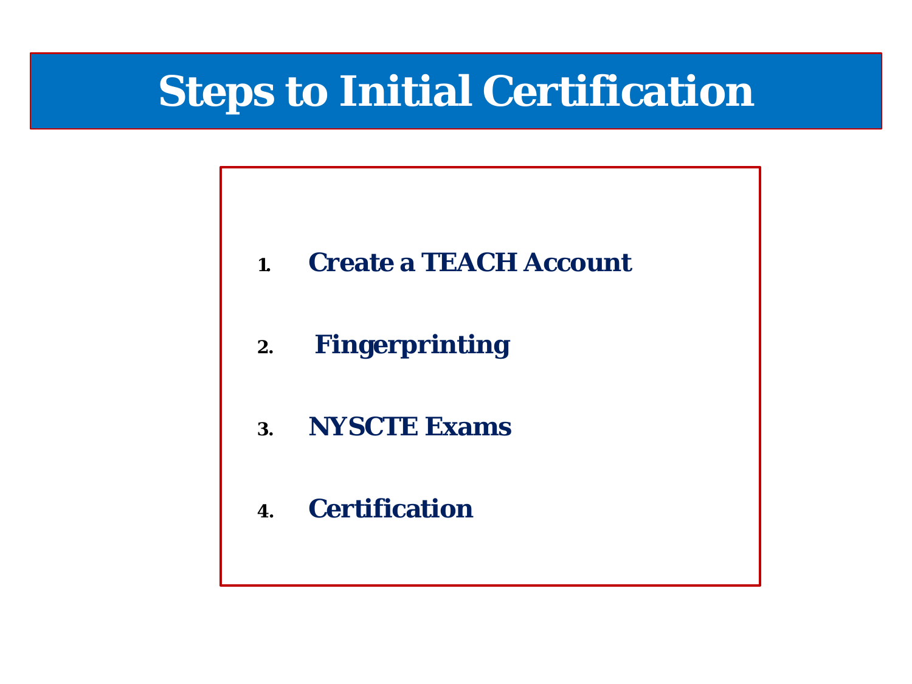# Steps to Initial Certification

1. **Create a TEACH Account**
2. **Fingerprinting**
3. **NYSCTE Exams**
4. **Certification**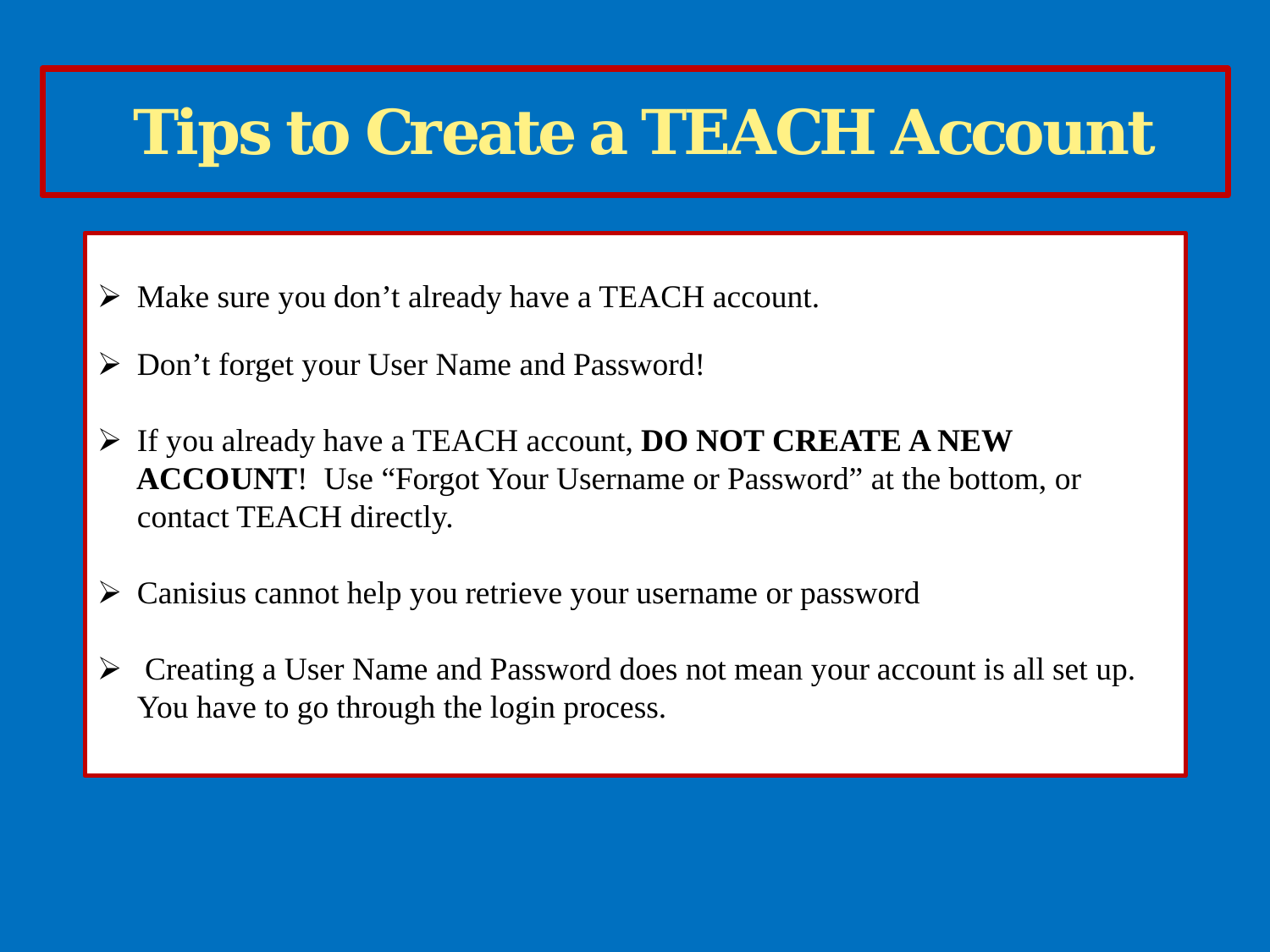# Tips to Create a TEACH Account

- Make sure you don't already have a TEACH account.
- Don't forget your User Name and Password!
- If you already have a TEACH account, **DO NOT CREATE A NEW ACCOUNT**! Use "Forgot Your Username or Password" at the bottom, or contact TEACH directly.
- Canisius cannot help you retrieve your username or password
- Creating a User Name and Password does not mean your account is all set up. You have to go through the login process.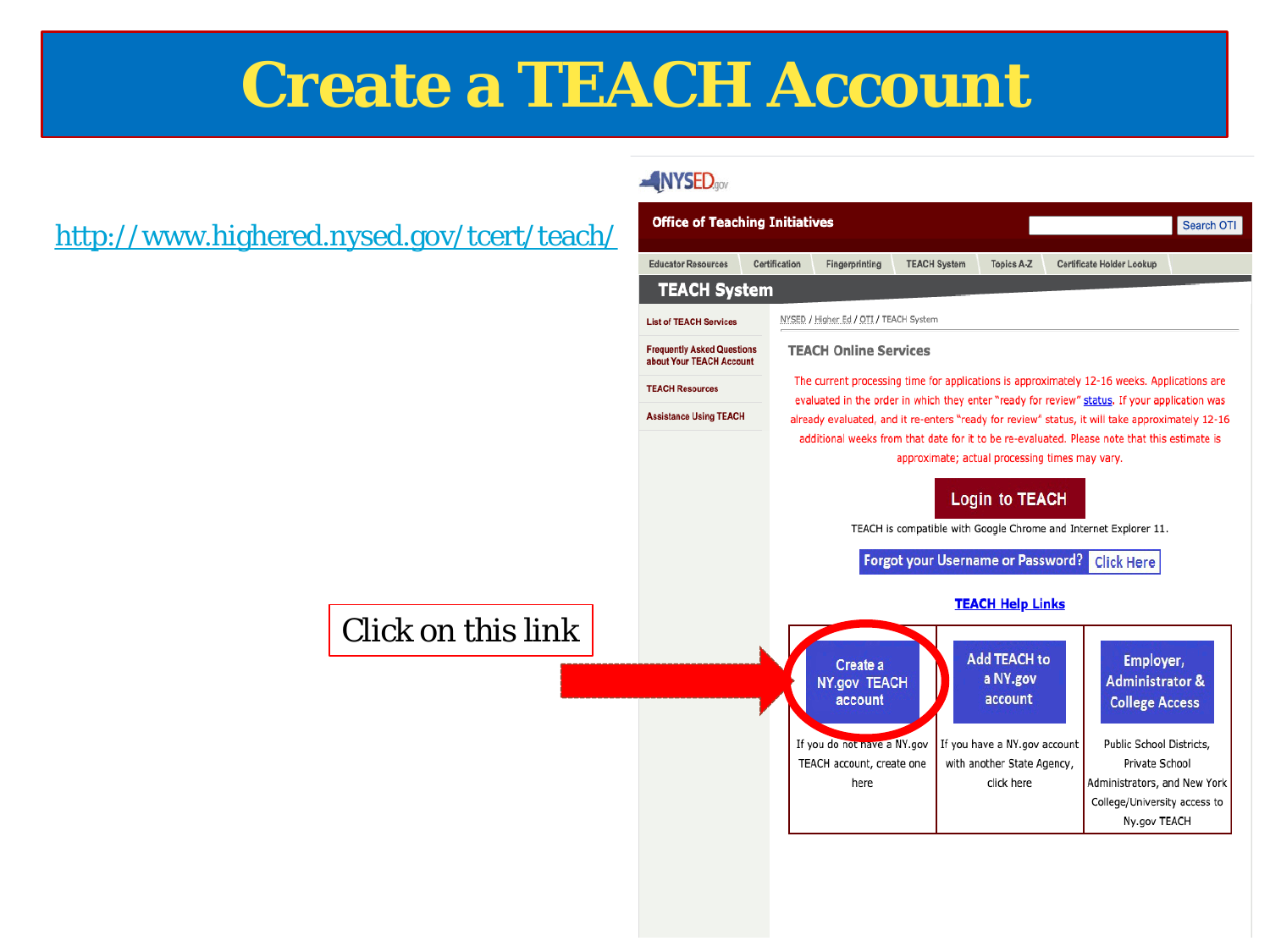# Create a TEACH Account

http://www.highered.nysed.gov/tcert/teach/

Click on this link

NYSED.gov

Office of Teaching Initiatives

Search OTI

Educator Resources | Certification | Fingerprinting | TEACH System | Topics A-Z | Certificate Holder Lookup

## TEACH System

- List of TEACH Services
- Frequently Asked Questions about Your TEACH Account
- TEACH Resources
- Assistance Using TEACH

NYSED / Higher Ed / OTI / TEACH System

### TEACH Online Services

The current processing time for applications is approximately 12-16 weeks. Applications are evaluated in the order in which they enter "ready for review" status. If your application was already evaluated, and it re-enters "ready for review" status, it will take approximately 12-16 additional weeks from that date for it to be re-evaluated. Please note that this estimate is approximate; actual processing times may vary.

Login to TEACH

TEACH is compatible with Google Chrome and Internet Explorer 11.

Forgot your Username or Password? Click Here

TEACH Help Links

| Create a NY.gov TEACH account | Add TEACH to a NY.gov account | Employer, Administrator & College Access |
| --- | --- | --- |
| If you do not have a NY.gov TEACH account, create one here | If you have a NY.gov account with another State Agency, click here | Public School Districts, Private School Administrators, and New York College/University access to Ny.gov TEACH |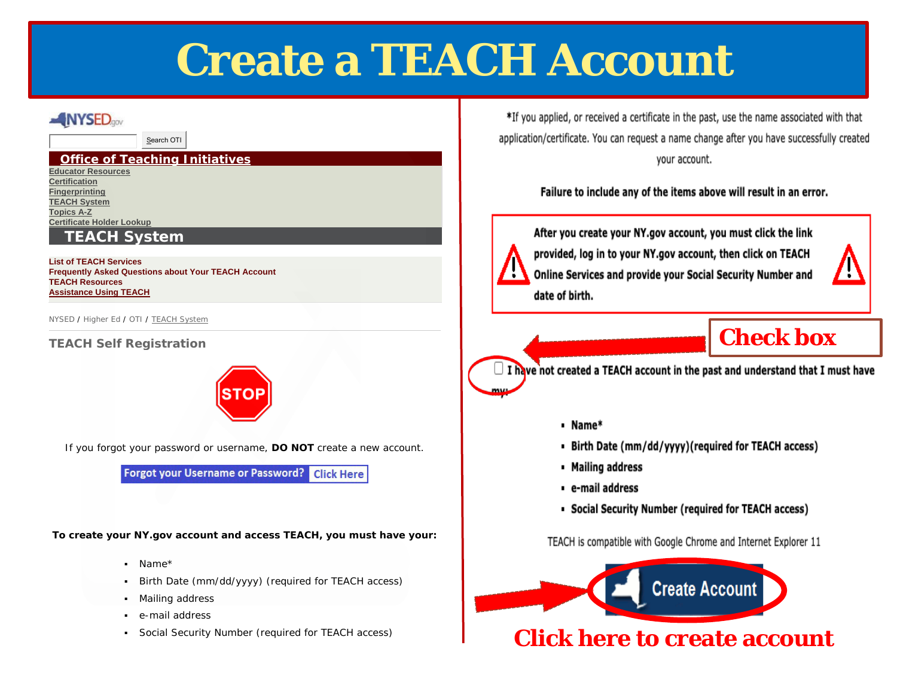# Create a TEACH Account

NYSED.gov

Search OTI

**Office of Teaching Initiatives**

- Educator Resources
- Certification
- Fingerprinting
- TEACH System
- Topics A-Z
- Certificate Holder Lookup

## TEACH System

- List of TEACH Services
- Frequently Asked Questions about Your TEACH Account
- TEACH Resources
- Assistance Using TEACH

NYSED / Higher Ed / OTI / TEACH System

### TEACH Self Registration

STOP

If you forgot your password or username, **DO NOT** create a new account.

Forgot your Username or Password? Click Here

**To create your NY.gov account and access TEACH, you must have your:**

- Name*
- Birth Date (mm/dd/yyyy) (required for TEACH access)
- Mailing address
- e-mail address
- Social Security Number (required for TEACH access)

*If you applied, or received a certificate in the past, use the name associated with that application/certificate. You can request a name change after you have successfully created your account.

**Failure to include any of the items above will result in an error.**

**After you create your NY.gov account, you must click the link provided, log in to your NY.gov account, then click on TEACH Online Services and provide your Social Security Number and date of birth.**

**Check box**

☐ **I have not created a TEACH account in the past and understand that I must have my:**

- **Name***
- **Birth Date (mm/dd/yyyy)(required for TEACH access)**
- **Mailing address**
- **e-mail address**
- **Social Security Number (required for TEACH access)**

TEACH is compatible with Google Chrome and Internet Explorer 11

Create Account

**Click here to create account**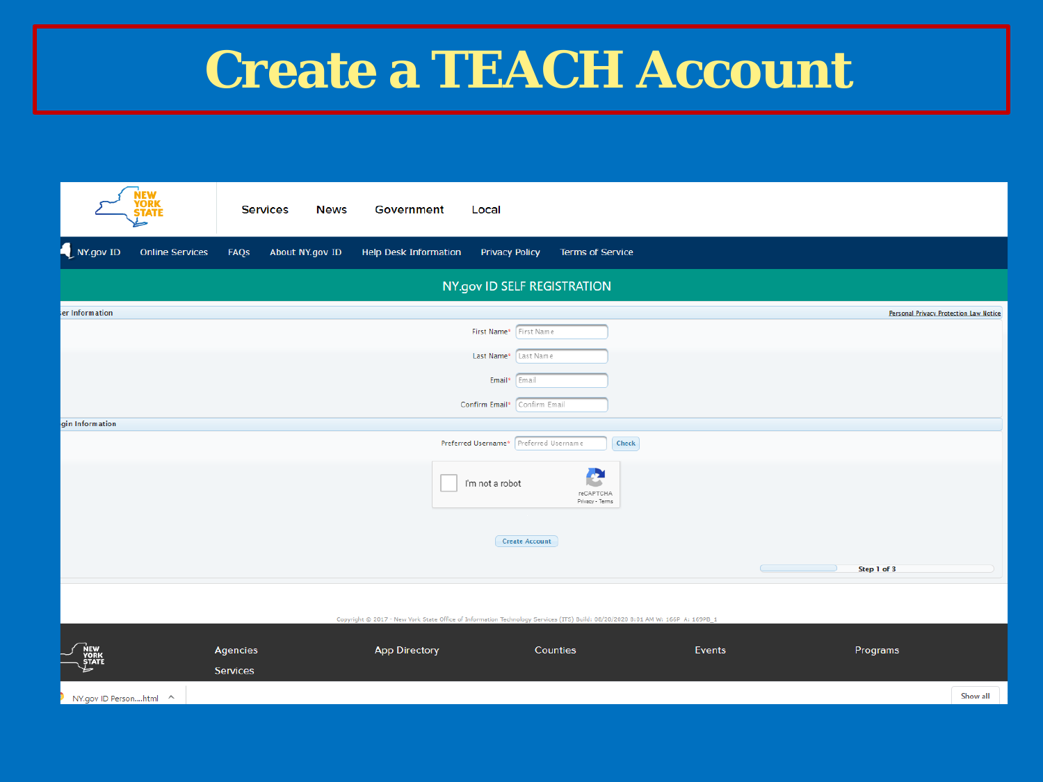# Create a TEACH Account

Services News Government Local

NY.gov ID Online Services FAQs About NY.gov ID Help Desk Information Privacy Policy Terms of Service

NY.gov ID SELF REGISTRATION

ser Information

Personal Privacy Protection Law Notice

First Name* First Name

Last Name* Last Name

Email* Email

Confirm Email* Confirm Email

gin Information

Preferred Username* Preferred Username Check

I'm not a robot

reCAPTCHA
Privacy - Terms

Create Account

Step 1 of 3

Copyright © 2017 - New York State Office of Information Technology Services (ITS) Build: 08/20/2020 8:01 AM W: 166P A: 169PB_1

Agencies App Directory Counties Events Programs

Services

NY.gov ID Person....html

Show all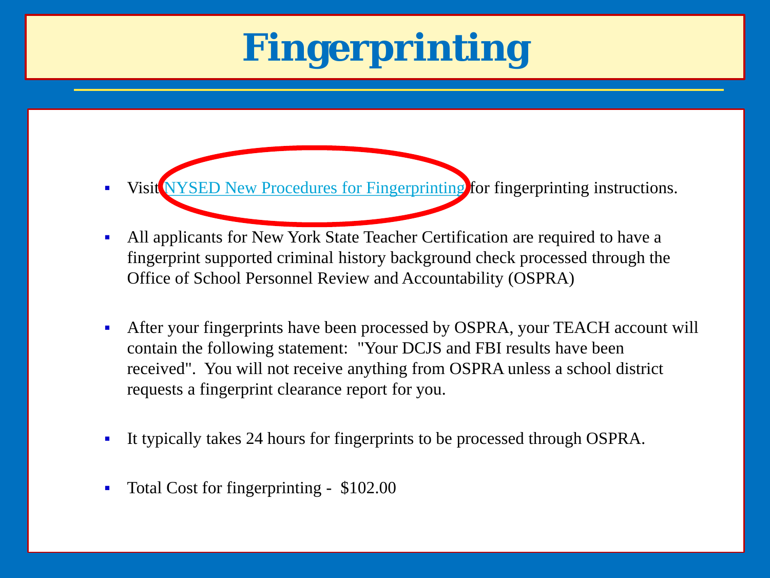# Fingerprinting

- Visit NYSED New Procedures for Fingerprinting for fingerprinting instructions.
- All applicants for New York State Teacher Certification are required to have a fingerprint supported criminal history background check processed through the Office of School Personnel Review and Accountability (OSPRA)
- After your fingerprints have been processed by OSPRA, your TEACH account will contain the following statement: "Your DCJS and FBI results have been received". You will not receive anything from OSPRA unless a school district requests a fingerprint clearance report for you.
- It typically takes 24 hours for fingerprints to be processed through OSPRA.
- Total Cost for fingerprinting - $102.00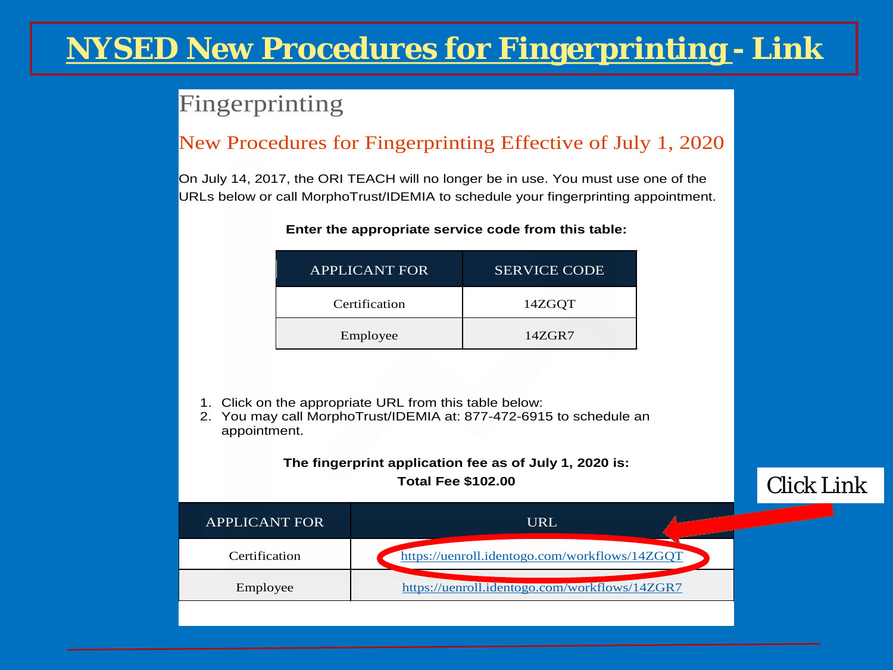# NYSED New Procedures for Fingerprinting - Link

## Fingerprinting

### New Procedures for Fingerprinting Effective of July 1, 2020

On July 14, 2017, the ORI TEACH will no longer be in use. You must use one of the URLs below or call MorphoTrust/IDEMIA to schedule your fingerprinting appointment.

**Enter the appropriate service code from this table:**

| APPLICANT FOR | SERVICE CODE |
| --- | --- |
| Certification | 14ZGQT |
| Employee | 14ZGR7 |

1. Click on the appropriate URL from this table below:
2. You may call MorphoTrust/IDEMIA at: 877-472-6915 to schedule an appointment.

**The fingerprint application fee as of July 1, 2020 is:**

**Total Fee $102.00**

| APPLICANT FOR | URL |
| --- | --- |
| Certification | https://uenroll.identogo.com/workflows/14ZGQT |
| Employee | https://uenroll.identogo.com/workflows/14ZGR7 |

Click Link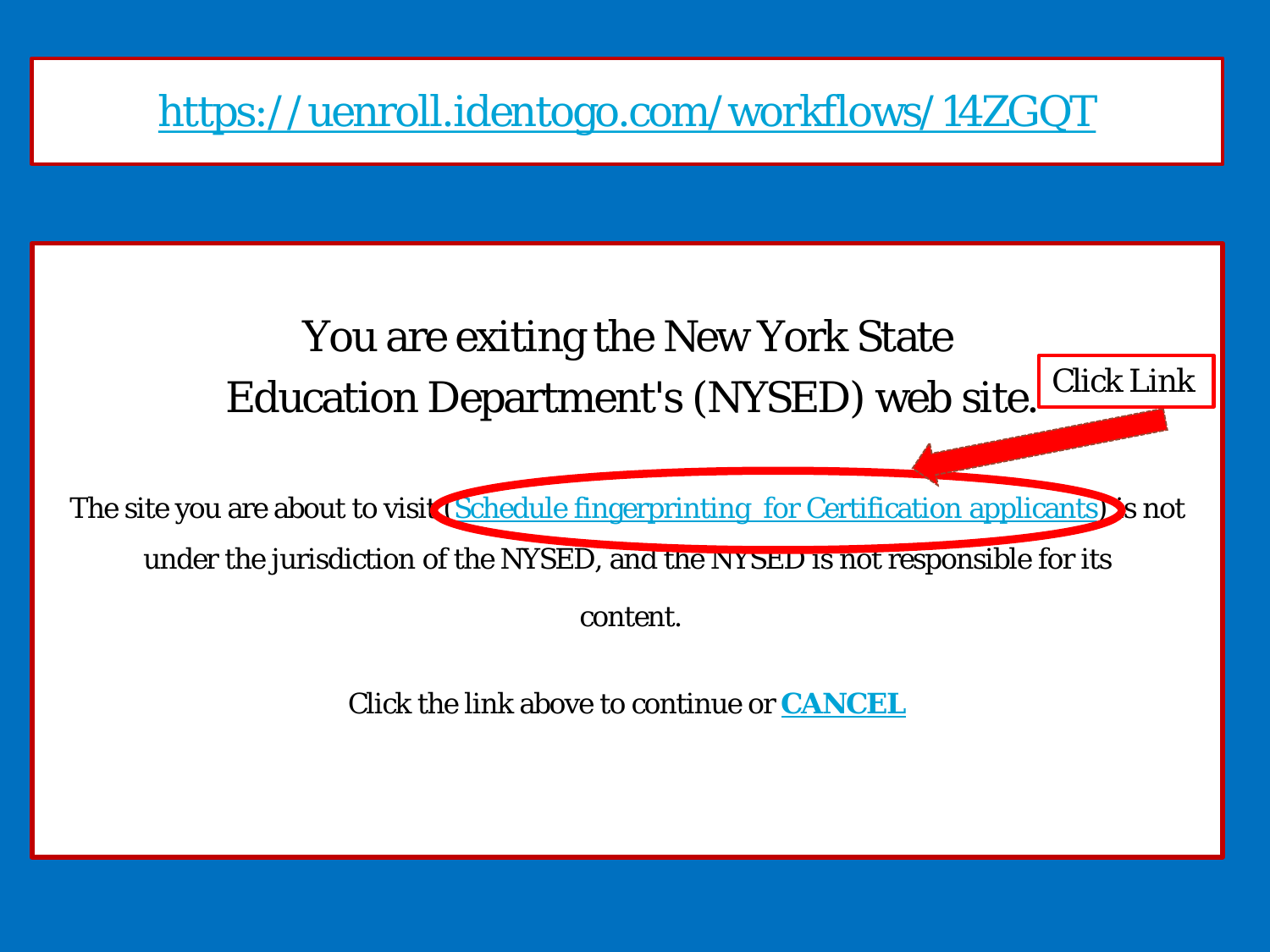https://uenroll.identogo.com/workflows/14ZGQT

You are exiting the New York State Education Department's (NYSED) web site.

Click Link

The site you are about to visit (Schedule fingerprinting for Certification applicants) is not under the jurisdiction of the NYSED, and the NYSED is not responsible for its content.

Click the link above to continue or **CANCEL**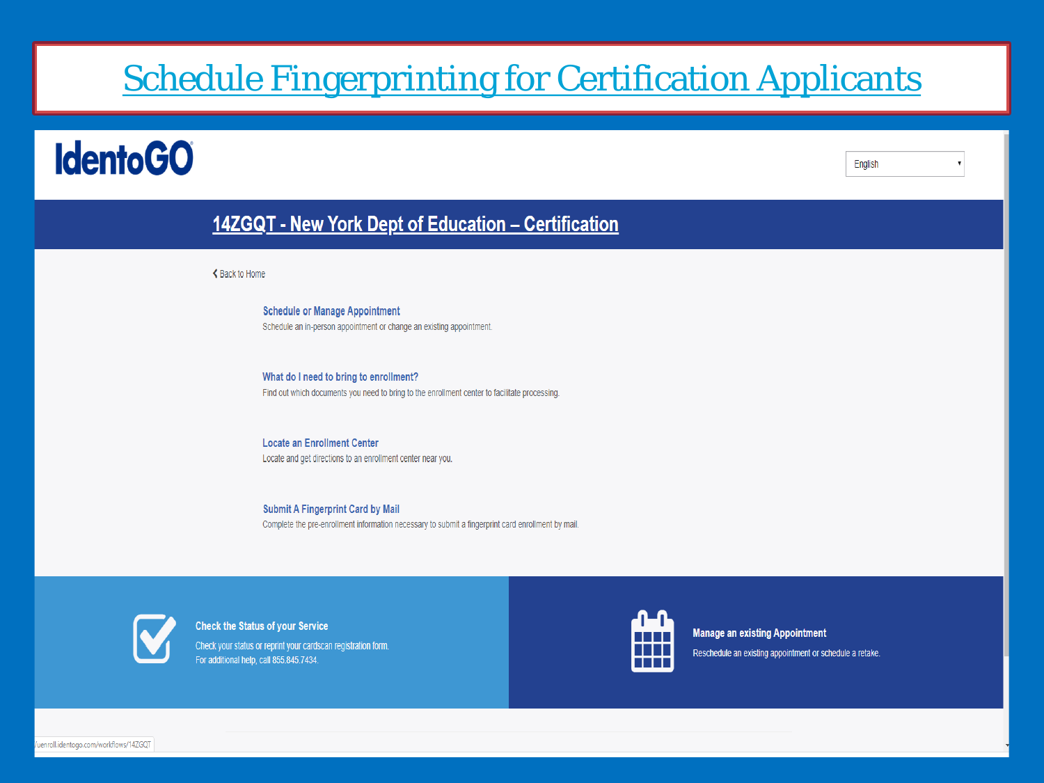# Schedule Fingerprinting for Certification Applicants

IdentoGO

English

## 14ZGQT - New York Dept of Education – Certification

Back to Home

**Schedule or Manage Appointment**
Schedule an in-person appointment or change an existing appointment.

**What do I need to bring to enrollment?**
Find out which documents you need to bring to the enrollment center to facilitate processing.

**Locate an Enrollment Center**
Locate and get directions to an enrollment center near you.

**Submit A Fingerprint Card by Mail**
Complete the pre-enrollment information necessary to submit a fingerprint card enrollment by mail.

**Check the Status of your Service**
Check your status or reprint your cardscan registration form.
For additional help, call 855.845.7434.

**Manage an existing Appointment**
Reschedule an existing appointment or schedule a retake.

/uenroll.identogo.com/workflows/14ZGQT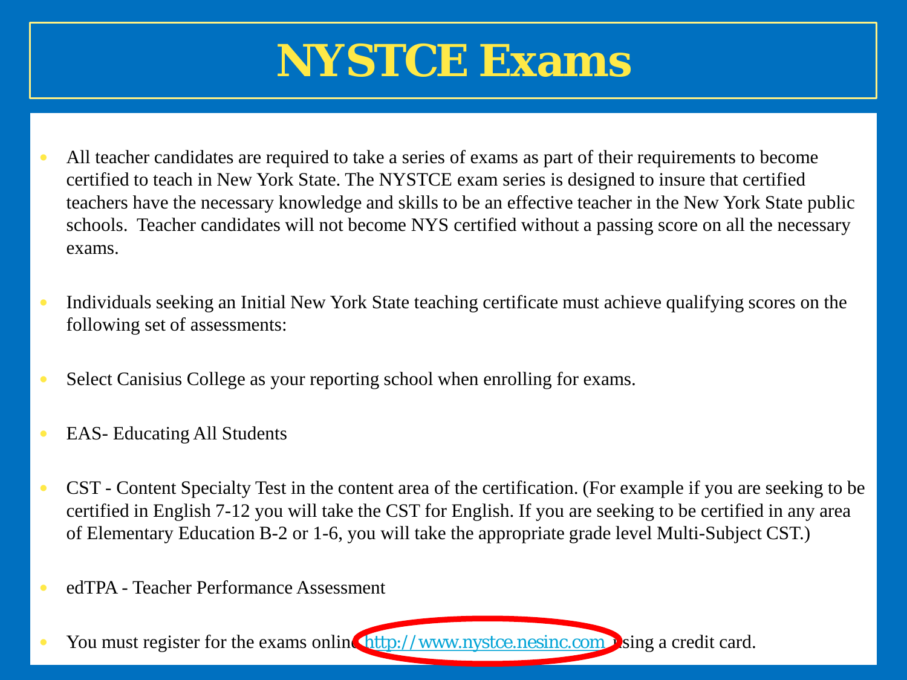# NYSTCE Exams

- All teacher candidates are required to take a series of exams as part of their requirements to become certified to teach in New York State. The NYSTCE exam series is designed to insure that certified teachers have the necessary knowledge and skills to be an effective teacher in the New York State public schools. Teacher candidates will not become NYS certified without a passing score on all the necessary exams.
- Individuals seeking an Initial New York State teaching certificate must achieve qualifying scores on the following set of assessments:
- Select Canisius College as your reporting school when enrolling for exams.
- EAS- Educating All Students
- CST - Content Specialty Test in the content area of the certification. (For example if you are seeking to be certified in English 7-12 you will take the CST for English. If you are seeking to be certified in any area of Elementary Education B-2 or 1-6, you will take the appropriate grade level Multi-Subject CST.)
- edTPA - Teacher Performance Assessment
- You must register for the exams online http://www.nystce.nesinc.com using a credit card.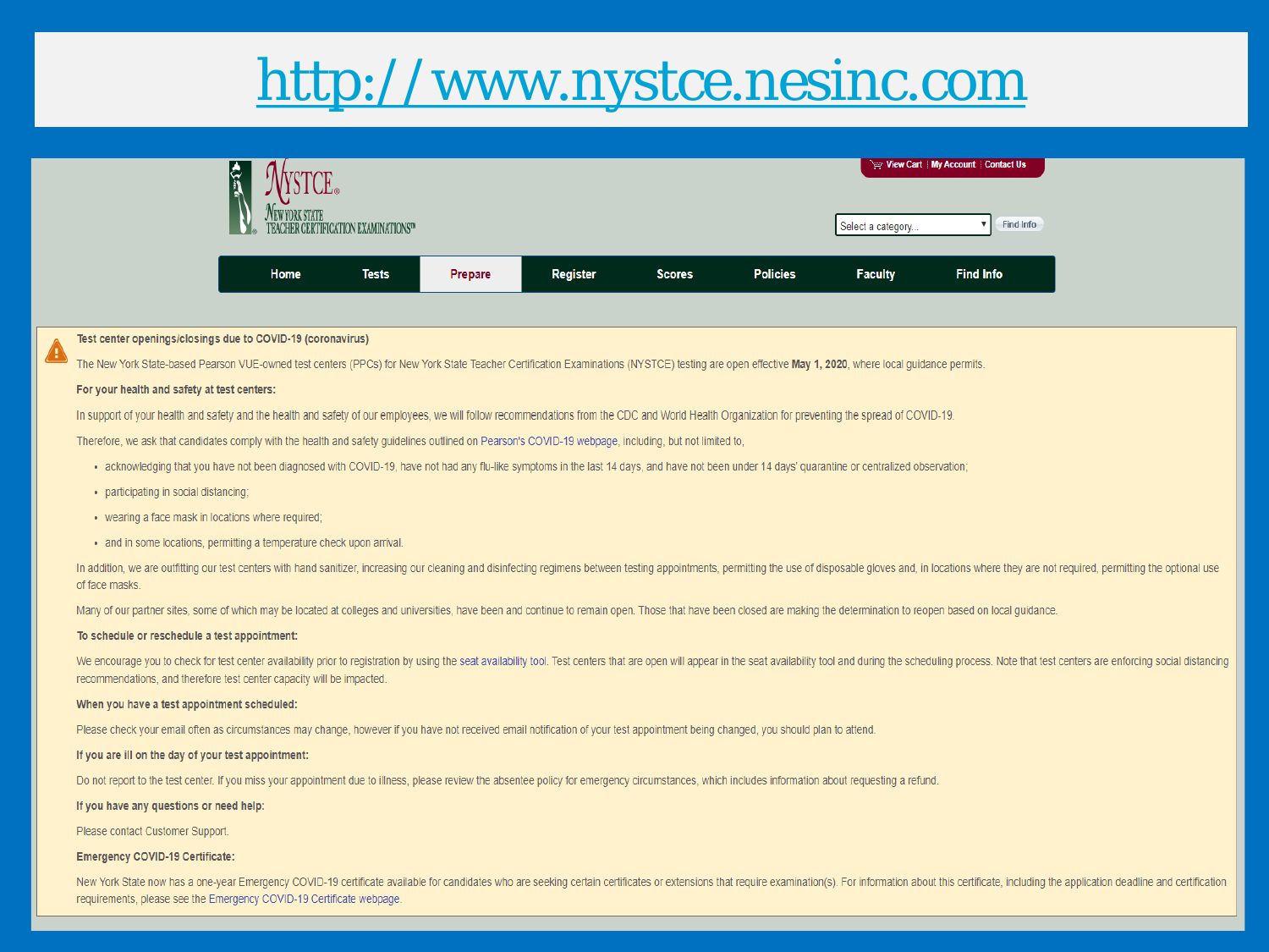# http://www.nystce.nesinc.com

NYSTCE® New York State Teacher Certification Examinations™

View Cart | My Account | Contact Us

Select a category... | Find Info

Home | Tests | Prepare | Register | Scores | Policies | Faculty | Find Info

**Test center openings/closings due to COVID-19 (coronavirus)**

The New York State-based Pearson VUE-owned test centers (PPCs) for New York State Teacher Certification Examinations (NYSTCE) testing are open effective **May 1, 2020**, where local guidance permits.

**For your health and safety at test centers:**

In support of your health and safety and the health and safety of our employees, we will follow recommendations from the CDC and World Health Organization for preventing the spread of COVID-19.

Therefore, we ask that candidates comply with the health and safety guidelines outlined on Pearson's COVID-19 webpage, including, but not limited to,

- acknowledging that you have not been diagnosed with COVID-19, have not had any flu-like symptoms in the last 14 days, and have not been under 14 days' quarantine or centralized observation;
- participating in social distancing;
- wearing a face mask in locations where required;
- and in some locations, permitting a temperature check upon arrival.

In addition, we are outfitting our test centers with hand sanitizer, increasing our cleaning and disinfecting regimens between testing appointments, permitting the use of disposable gloves and, in locations where they are not required, permitting the optional use of face masks.

Many of our partner sites, some of which may be located at colleges and universities, have been and continue to remain open. Those that have been closed are making the determination to reopen based on local guidance.

**To schedule or reschedule a test appointment:**

We encourage you to check for test center availability prior to registration by using the seat availability tool. Test centers that are open will appear in the seat availability tool and during the scheduling process. Note that test centers are enforcing social distancing recommendations, and therefore test center capacity will be impacted.

**When you have a test appointment scheduled:**

Please check your email often as circumstances may change, however if you have not received email notification of your test appointment being changed, you should plan to attend.

**If you are ill on the day of your test appointment:**

Do not report to the test center. If you miss your appointment due to illness, please review the absentee policy for emergency circumstances, which includes information about requesting a refund.

**If you have any questions or need help:**

Please contact Customer Support.

**Emergency COVID-19 Certificate:**

New York State now has a one-year Emergency COVID-19 certificate available for candidates who are seeking certain certificates or extensions that require examination(s). For information about this certificate, including the application deadline and certification requirements, please see the Emergency COVID-19 Certificate webpage.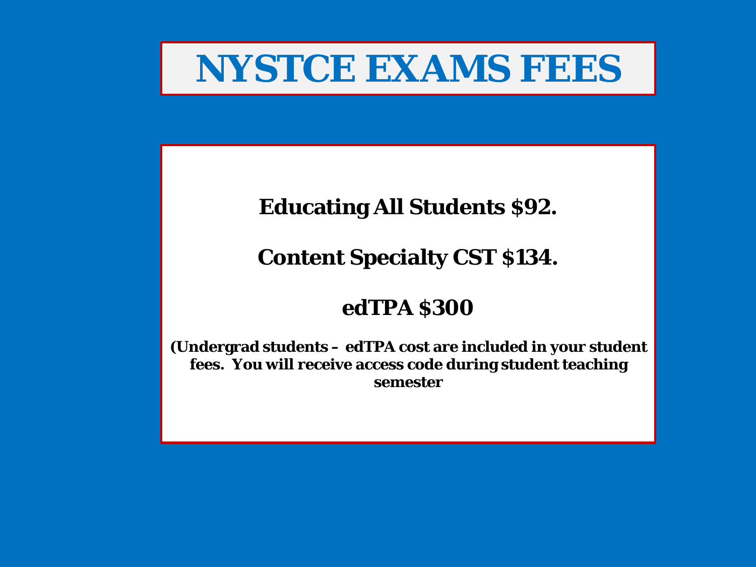# NYSTCE EXAMS FEES

**Educating All Students $92.**

**Content Specialty CST $134.**

**edTPA $300**

**(Undergrad students – edTPA cost are included in your student fees. You will receive access code during student teaching semester**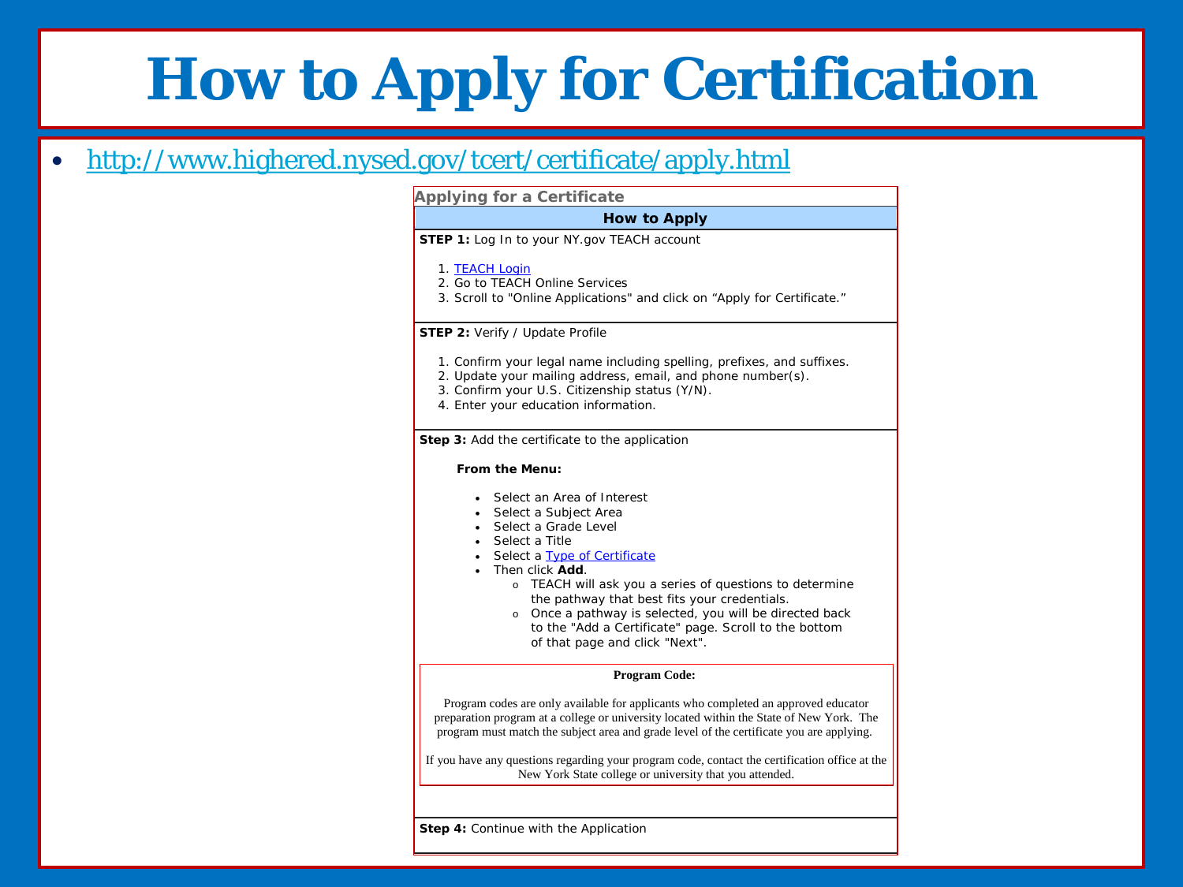# How to Apply for Certification

- http://www.highered.nysed.gov/tcert/certificate/apply.html

### Applying for a Certificate

**How to Apply**

**STEP 1:** Log In to your NY.gov TEACH account

1. TEACH Login
2. Go to TEACH Online Services
3. Scroll to "Online Applications" and click on "Apply for Certificate."

**STEP 2:** Verify / Update Profile

1. Confirm your legal name including spelling, prefixes, and suffixes.
2. Update your mailing address, email, and phone number(s).
3. Confirm your U.S. Citizenship status (Y/N).
4. Enter your education information.

**Step 3:** Add the certificate to the application

**From the Menu:**

- Select an Area of Interest
- Select a Subject Area
- Select a Grade Level
- Select a Title
- Select a Type of Certificate
- Then click **Add**.
  - TEACH will ask you a series of questions to determine the pathway that best fits your credentials.
  - Once a pathway is selected, you will be directed back to the "Add a Certificate" page. Scroll to the bottom of that page and click "Next".

**Program Code:**

Program codes are only available for applicants who completed an approved educator preparation program at a college or university located within the State of New York. The program must match the subject area and grade level of the certificate you are applying.

If you have any questions regarding your program code, contact the certification office at the New York State college or university that you attended.

**Step 4:** Continue with the Application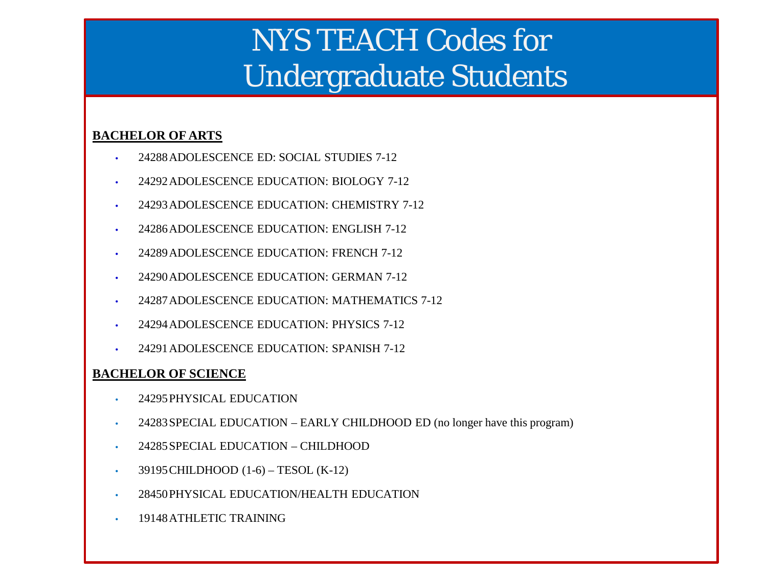# NYS TEACH Codes for Undergraduate Students

**BACHELOR OF ARTS**

- 24288 ADOLESCENCE ED: SOCIAL STUDIES 7-12
- 24292 ADOLESCENCE EDUCATION: BIOLOGY 7-12
- 24293 ADOLESCENCE EDUCATION: CHEMISTRY 7-12
- 24286 ADOLESCENCE EDUCATION: ENGLISH 7-12
- 24289 ADOLESCENCE EDUCATION: FRENCH 7-12
- 24290 ADOLESCENCE EDUCATION: GERMAN 7-12
- 24287 ADOLESCENCE EDUCATION: MATHEMATICS 7-12
- 24294 ADOLESCENCE EDUCATION: PHYSICS 7-12
- 24291 ADOLESCENCE EDUCATION: SPANISH 7-12

**BACHELOR OF SCIENCE**

- 24295 PHYSICAL EDUCATION
- 24283 SPECIAL EDUCATION – EARLY CHILDHOOD ED (no longer have this program)
- 24285 SPECIAL EDUCATION – CHILDHOOD
- 39195 CHILDHOOD (1-6) – TESOL (K-12)
- 28450 PHYSICAL EDUCATION/HEALTH EDUCATION
- 19148 ATHLETIC TRAINING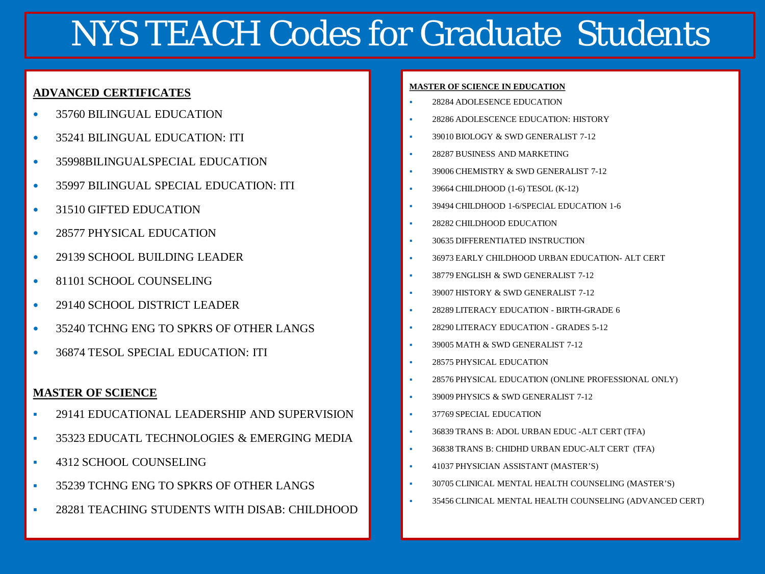# NYS TEACH Codes for Graduate Students

## ADVANCED CERTIFICATES

- 35760 BILINGUAL EDUCATION
- 35241 BILINGUAL EDUCATION: ITI
- 35998BILINGUALSPECIAL EDUCATION
- 35997 BILINGUAL SPECIAL EDUCATION: ITI
- 31510 GIFTED EDUCATION
- 28577 PHYSICAL EDUCATION
- 29139 SCHOOL BUILDING LEADER
- 81101 SCHOOL COUNSELING
- 29140 SCHOOL DISTRICT LEADER
- 35240 TCHNG ENG TO SPKRS OF OTHER LANGS
- 36874 TESOL SPECIAL EDUCATION: ITI

## MASTER OF SCIENCE

- 29141 EDUCATIONAL LEADERSHIP AND SUPERVISION
- 35323 EDUCATL TECHNOLOGIES & EMERGING MEDIA
- 4312 SCHOOL COUNSELING
- 35239 TCHNG ENG TO SPKRS OF OTHER LANGS
- 28281 TEACHING STUDENTS WITH DISAB: CHILDHOOD

## MASTER OF SCIENCE IN EDUCATION

- 28284 ADOLESENCE EDUCATION
- 28286 ADOLESCENCE EDUCATION: HISTORY
- 39010 BIOLOGY & SWD GENERALIST 7-12
- 28287 BUSINESS AND MARKETING
- 39006 CHEMISTRY & SWD GENERALIST 7-12
- 39664 CHILDHOOD (1-6) TESOL (K-12)
- 39494 CHILDHOOD 1-6/SPECIAL EDUCATION 1-6
- 28282 CHILDHOOD EDUCATION
- 30635 DIFFERENTIATED INSTRUCTION
- 36973 EARLY CHILDHOOD URBAN EDUCATION- ALT CERT
- 38779 ENGLISH & SWD GENERALIST 7-12
- 39007 HISTORY & SWD GENERALIST 7-12
- 28289 LITERACY EDUCATION - BIRTH-GRADE 6
- 28290 LITERACY EDUCATION - GRADES 5-12
- 39005 MATH & SWD GENERALIST 7-12
- 28575 PHYSICAL EDUCATION
- 28576 PHYSICAL EDUCATION (ONLINE PROFESSIONAL ONLY)
- 39009 PHYSICS & SWD GENERALIST 7-12
- 37769 SPECIAL EDUCATION
- 36839 TRANS B: ADOL URBAN EDUC -ALT CERT (TFA)
- 36838 TRANS B: CHIDHD URBAN EDUC-ALT CERT (TFA)
- 41037 PHYSICIAN ASSISTANT (MASTER'S)
- 30705 CLINICAL MENTAL HEALTH COUNSELING (MASTER'S)
- 35456 CLINICAL MENTAL HEALTH COUNSELING (ADVANCED CERT)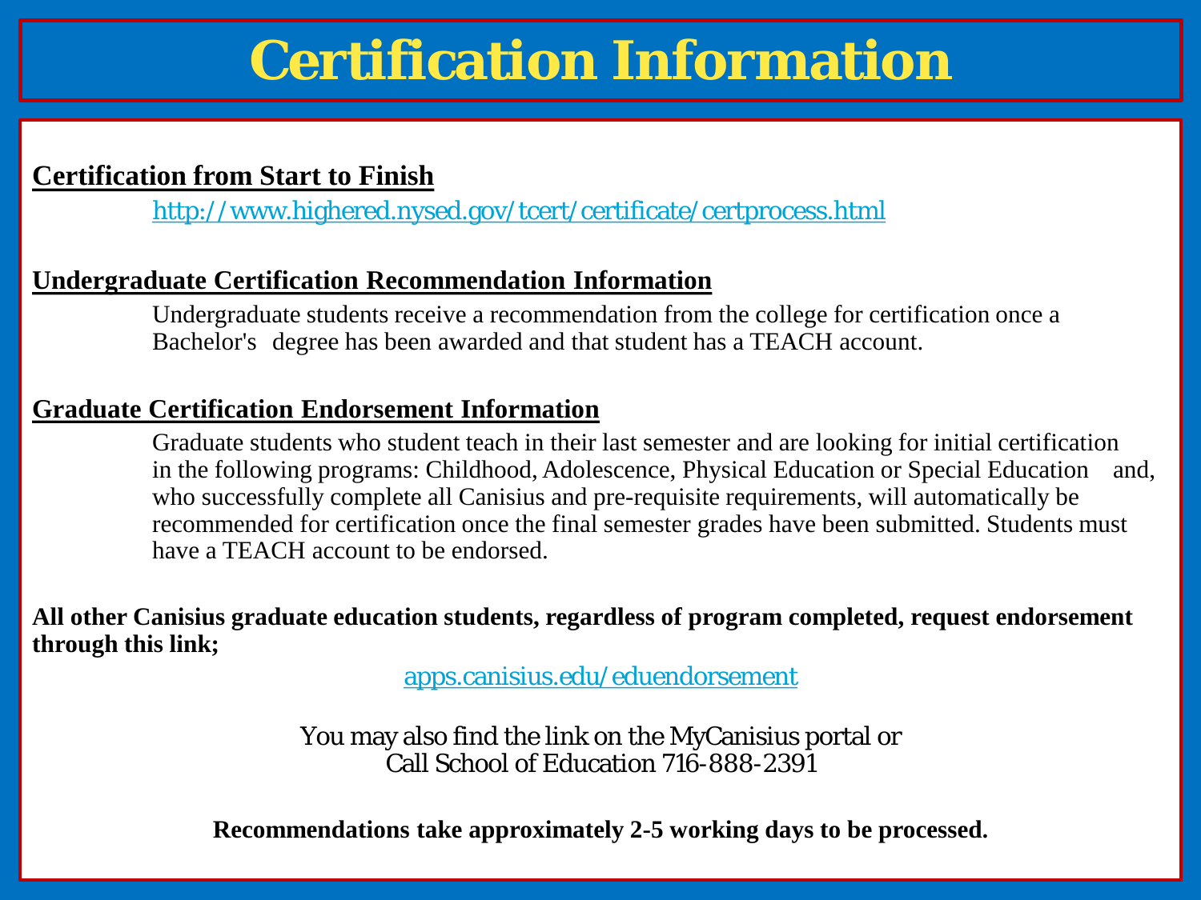# Certification Information

## Certification from Start to Finish

http://www.highered.nysed.gov/tcert/certificate/certprocess.html

## Undergraduate Certification Recommendation Information

Undergraduate students receive a recommendation from the college for certification once a Bachelor's degree has been awarded and that student has a TEACH account.

## Graduate Certification Endorsement Information

Graduate students who student teach in their last semester and are looking for initial certification in the following programs: Childhood, Adolescence, Physical Education or Special Education and, who successfully complete all Canisius and pre-requisite requirements, will automatically be recommended for certification once the final semester grades have been submitted. Students must have a TEACH account to be endorsed.

**All other Canisius graduate education students, regardless of program completed, request endorsement through this link;**

apps.canisius.edu/eduendorsement

You may also find the link on the MyCanisius portal or
Call School of Education 716-888-2391

**Recommendations take approximately 2-5 working days to be processed.**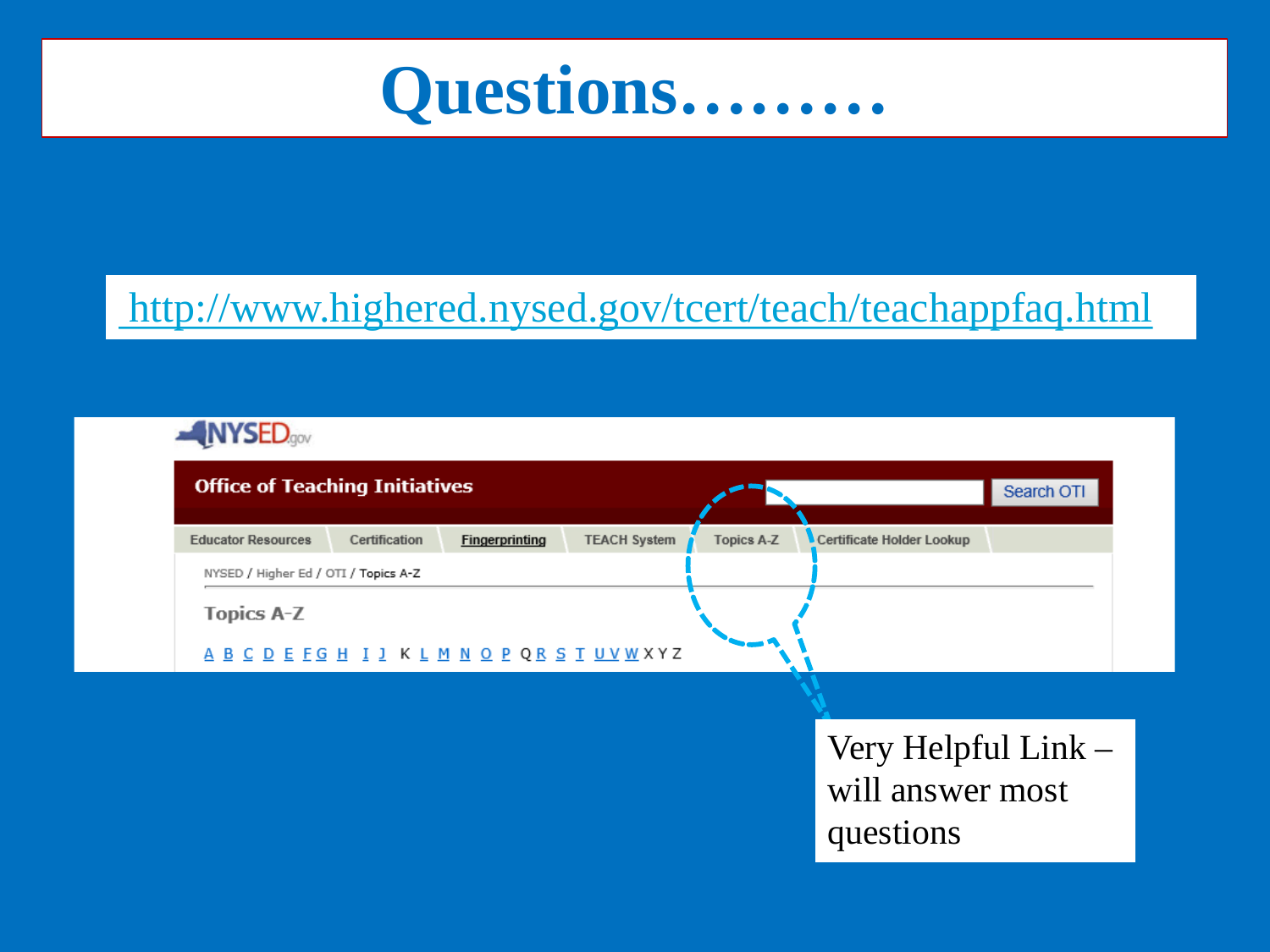# Questions………

http://www.highered.nysed.gov/tcert/teach/teachappfaq.html

NYSED.gov

**Office of Teaching Initiatives**

Search OTI

Educator Resources | Certification | Fingerprinting | TEACH System | Topics A-Z | Certificate Holder Lookup

NYSED / Higher Ed / OTI / Topics A-Z

Topics A-Z

A B C D E F G H I J K L M N O P Q R S T U V W X Y Z

Very Helpful Link – will answer most questions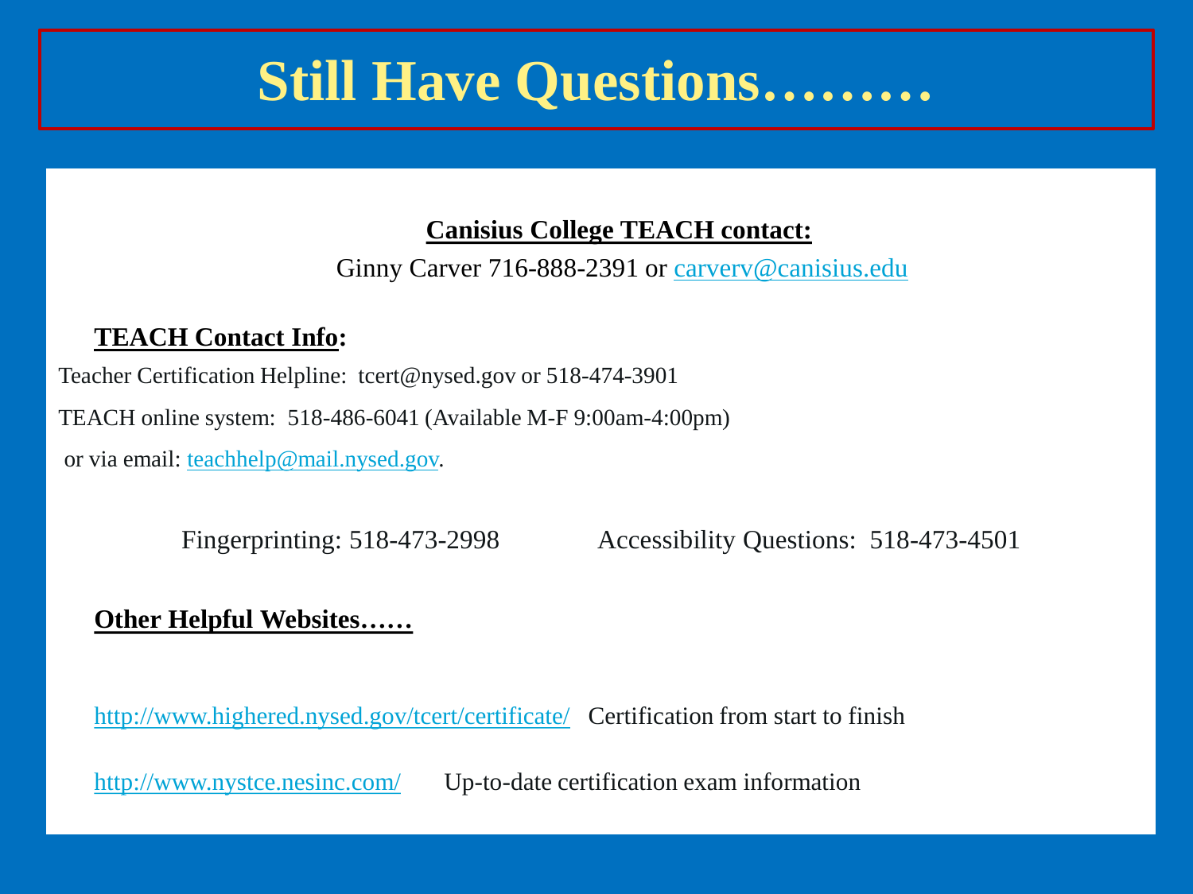# Still Have Questions………

**Canisius College TEACH contact:**

Ginny Carver 716-888-2391 or carverv@canisius.edu

**TEACH Contact Info:**

Teacher Certification Helpline: tcert@nysed.gov or 518-474-3901

TEACH online system: 518-486-6041 (Available M-F 9:00am-4:00pm)

or via email: teachhelp@mail.nysed.gov.

Fingerprinting: 518-473-2998

Accessibility Questions: 518-473-4501

**Other Helpful Websites……**

http://www.highered.nysed.gov/tcert/certificate/ Certification from start to finish

http://www.nystce.nesinc.com/ Up-to-date certification exam information